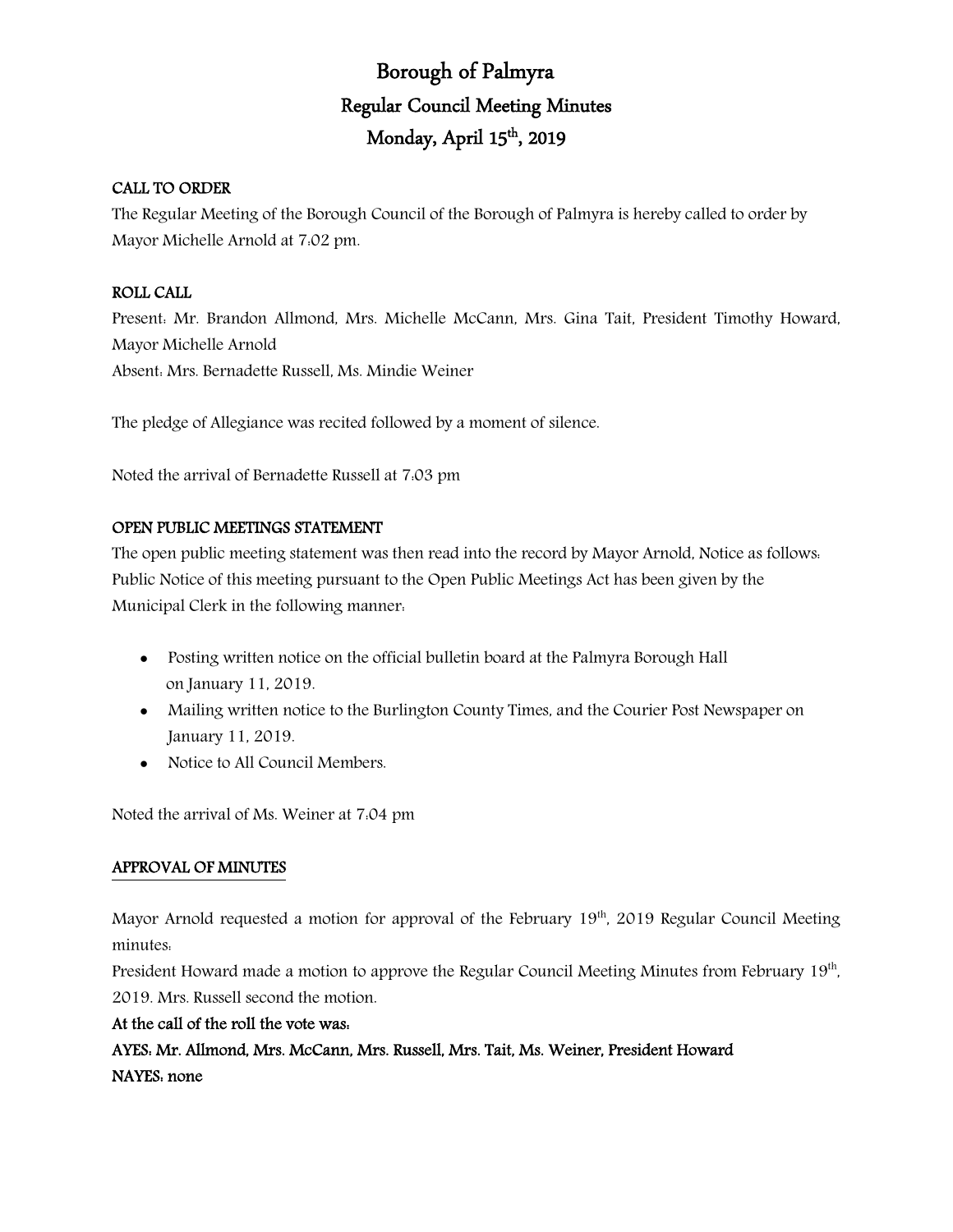# Borough of Palmyra

## Regular Council Meeting Minutes

## Monday, April 15th, 2019

**CALL TO ORDER**

The Regular Meeting of the Borough Council of the Borough of Palmyra is hereby called to order by Mayor Michelle Arnold at 7:02 pm.

**ROLL CALL**

Present: Mr. Brandon Allmond, Mrs. Michelle McCann, Mrs. Gina Tait, President Timothy Howard, Mayor Michelle Arnold

Absent: Mrs. Bernadette Russell, Ms. Mindie Weiner

The pledge of Allegiance was recited followed by a moment of silence.

Noted the arrival of Bernadette Russell at 7:03 pm

**OPEN PUBLIC MEETINGS STATEMENT**

The open public meeting statement was then read into the record by Mayor Arnold, Notice as follows: Public Notice of this meeting pursuant to the Open Public Meetings Act has been given by the Municipal Clerk in the following manner:

- Posting written notice on the official bulletin board at the Palmyra Borough Hall on January 11, 2019.
- Mailing written notice to the Burlington County Times, and the Courier Post Newspaper on January 11, 2019.
- Notice to All Council Members.

Noted the arrival of Ms. Weiner at 7:04 pm

**APPROVAL OF MINUTES**

Mayor Arnold requested a motion for approval of the February 19th, 2019 Regular Council Meeting minutes:

President Howard made a motion to approve the Regular Council Meeting Minutes from February 19th, 2019. Mrs. Russell second the motion.

**At the call of the roll the vote was:**

**AYES: Mr. Allmond, Mrs. McCann, Mrs. Russell, Mrs. Tait, Ms. Weiner, President Howard**

**NAYES: none**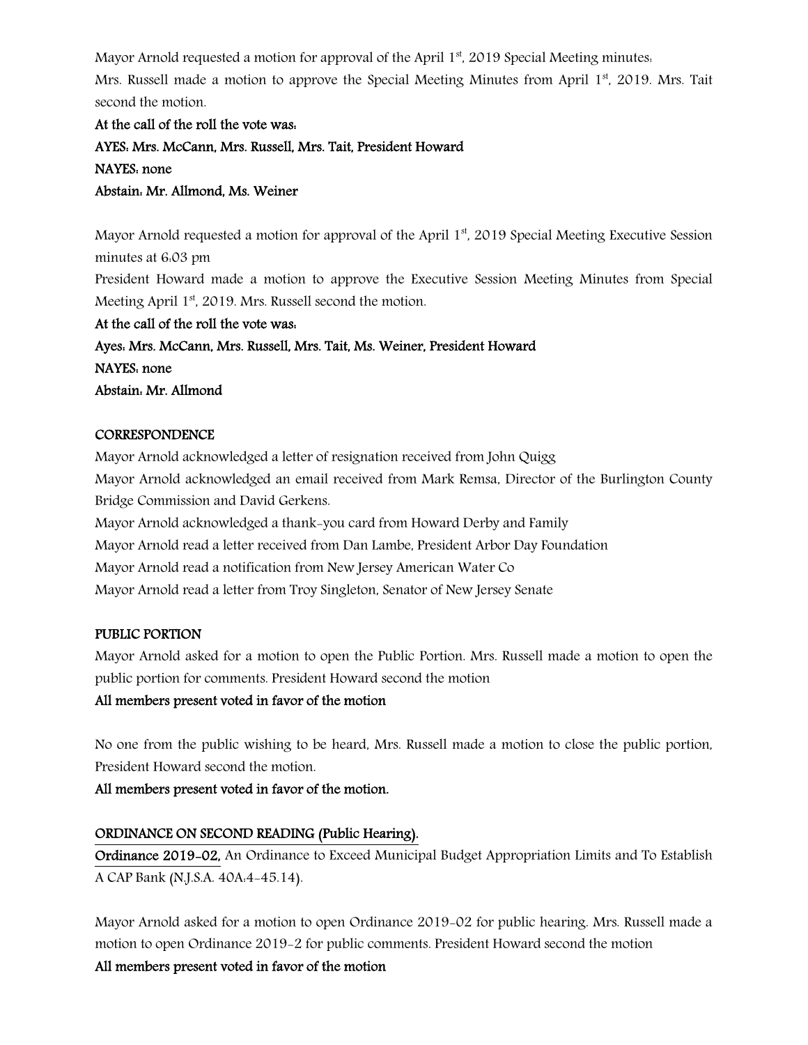Mayor Arnold requested a motion for approval of the April 1st, 2019 Special Meeting minutes:

Mrs. Russell made a motion to approve the Special Meeting Minutes from April 1st, 2019. Mrs. Tait second the motion.

**At the call of the roll the vote was:**

**AYES: Mrs. McCann, Mrs. Russell, Mrs. Tait, President Howard**

**NAYES: none**

**Abstain: Mr. Allmond, Ms. Weiner**

Mayor Arnold requested a motion for approval of the April 1st, 2019 Special Meeting Executive Session minutes at 6:03 pm

President Howard made a motion to approve the Executive Session Meeting Minutes from Special Meeting April 1st, 2019. Mrs. Russell second the motion.

**At the call of the roll the vote was:**

**Ayes: Mrs. McCann, Mrs. Russell, Mrs. Tait, Ms. Weiner, President Howard**

**NAYES: none**

**Abstain: Mr. Allmond**

**CORRESPONDENCE**

Mayor Arnold acknowledged a letter of resignation received from John Quigg

Mayor Arnold acknowledged an email received from Mark Remsa, Director of the Burlington County Bridge Commission and David Gerkens.

Mayor Arnold acknowledged a thank-you card from Howard Derby and Family

Mayor Arnold read a letter received from Dan Lambe, President Arbor Day Foundation

Mayor Arnold read a notification from New Jersey American Water Co

Mayor Arnold read a letter from Troy Singleton, Senator of New Jersey Senate

**PUBLIC PORTION**

Mayor Arnold asked for a motion to open the Public Portion. Mrs. Russell made a motion to open the public portion for comments. President Howard second the motion

**All members present voted in favor of the motion**

No one from the public wishing to be heard, Mrs. Russell made a motion to close the public portion, President Howard second the motion.

**All members present voted in favor of the motion.**

**ORDINANCE ON SECOND READING (Public Hearing).**

**Ordinance 2019-02,** An Ordinance to Exceed Municipal Budget Appropriation Limits and To Establish A CAP Bank (N.J.S.A. 40A:4-45.14).

Mayor Arnold asked for a motion to open Ordinance 2019-02 for public hearing. Mrs. Russell made a motion to open Ordinance 2019-2 for public comments. President Howard second the motion

**All members present voted in favor of the motion**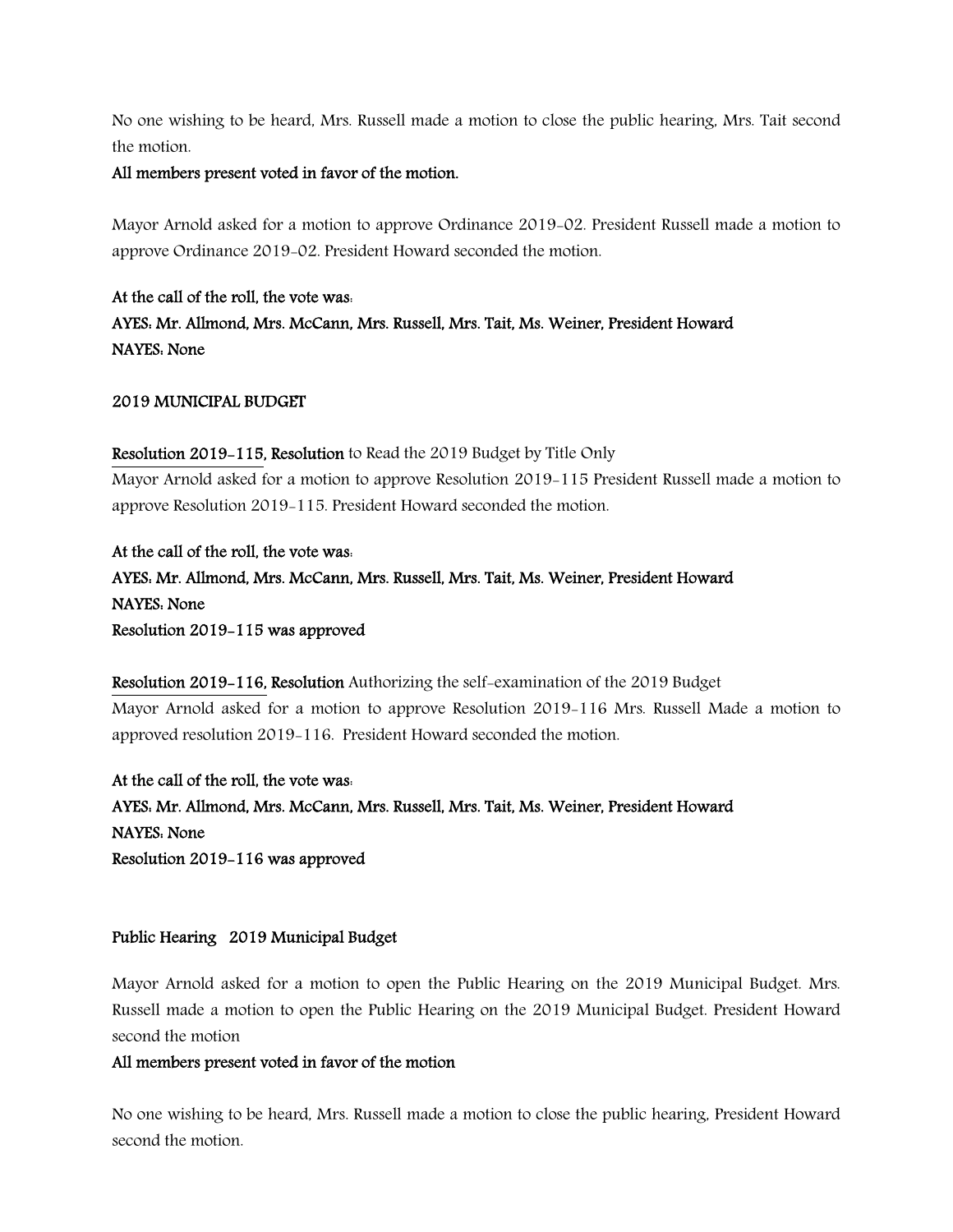No one wishing to be heard, Mrs. Russell made a motion to close the public hearing, Mrs. Tait second the motion.

**All members present voted in favor of the motion.**

Mayor Arnold asked for a motion to approve Ordinance 2019-02. President Russell made a motion to approve Ordinance 2019-02. President Howard seconded the motion.

**At the call of the roll, the vote was:**
**AYES: Mr. Allmond, Mrs. McCann, Mrs. Russell, Mrs. Tait, Ms. Weiner, President Howard**
**NAYES: None**

**2019 MUNICIPAL BUDGET**

**Resolution 2019-115, Resolution** to Read the 2019 Budget by Title Only
Mayor Arnold asked for a motion to approve Resolution 2019-115 President Russell made a motion to approve Resolution 2019-115. President Howard seconded the motion.

**At the call of the roll, the vote was:**
**AYES: Mr. Allmond, Mrs. McCann, Mrs. Russell, Mrs. Tait, Ms. Weiner, President Howard**
**NAYES: None**
**Resolution 2019-115 was approved**

**Resolution 2019-116, Resolution** Authorizing the self-examination of the 2019 Budget
Mayor Arnold asked for a motion to approve Resolution 2019-116 Mrs. Russell Made a motion to approved resolution 2019-116. President Howard seconded the motion.

**At the call of the roll, the vote was:**
**AYES: Mr. Allmond, Mrs. McCann, Mrs. Russell, Mrs. Tait, Ms. Weiner, President Howard**
**NAYES: None**
**Resolution 2019-116 was approved**

**Public Hearing 2019 Municipal Budget**

Mayor Arnold asked for a motion to open the Public Hearing on the 2019 Municipal Budget. Mrs. Russell made a motion to open the Public Hearing on the 2019 Municipal Budget. President Howard second the motion

**All members present voted in favor of the motion**

No one wishing to be heard, Mrs. Russell made a motion to close the public hearing, President Howard second the motion.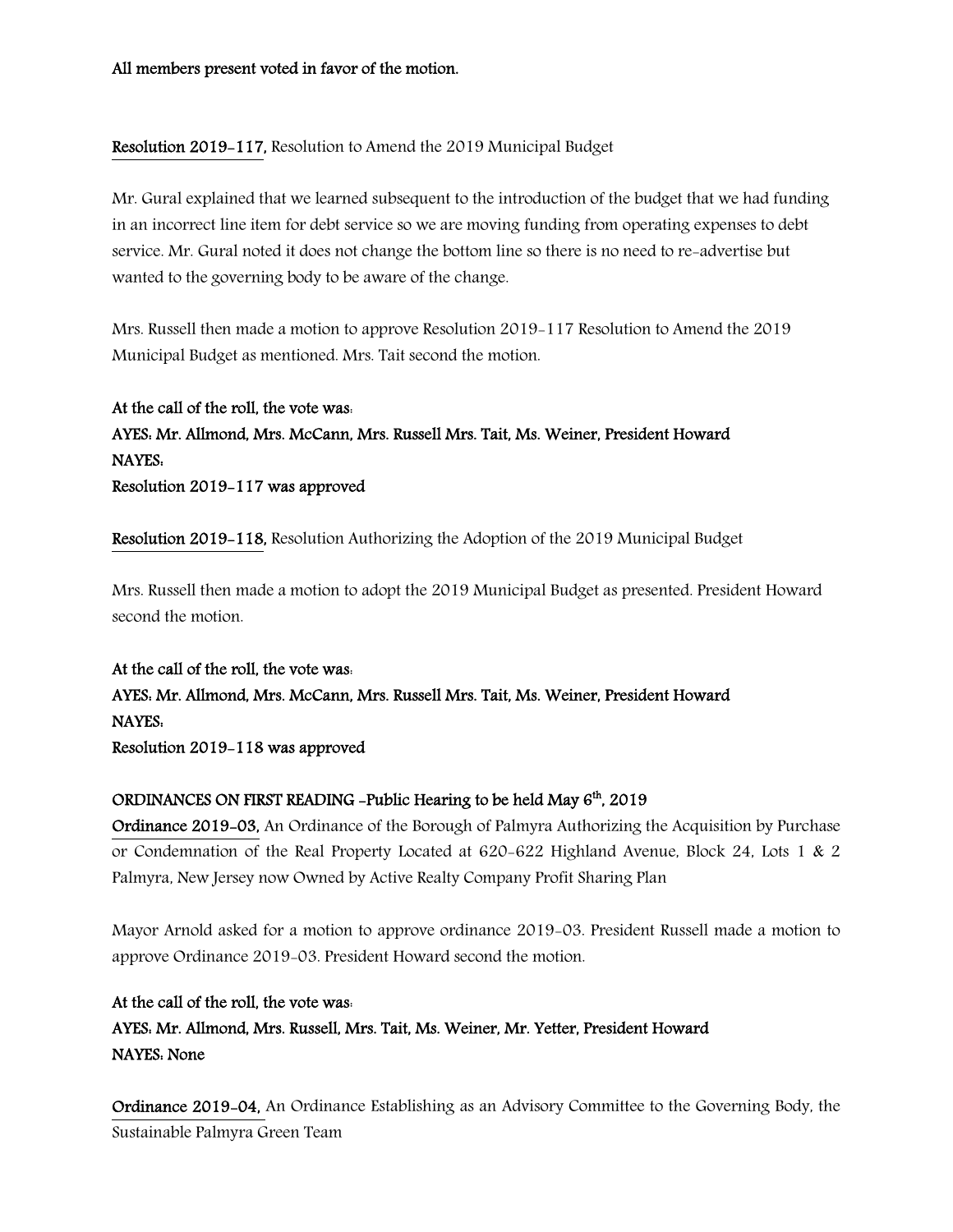**All members present voted in favor of the motion.**

**Resolution 2019-117,** Resolution to Amend the 2019 Municipal Budget

Mr. Gural explained that we learned subsequent to the introduction of the budget that we had funding in an incorrect line item for debt service so we are moving funding from operating expenses to debt service. Mr. Gural noted it does not change the bottom line so there is no need to re-advertise but wanted to the governing body to be aware of the change.

Mrs. Russell then made a motion to approve Resolution 2019-117 Resolution to Amend the 2019 Municipal Budget as mentioned. Mrs. Tait second the motion.

**At the call of the roll, the vote was:**
**AYES: Mr. Allmond, Mrs. McCann, Mrs. Russell Mrs. Tait, Ms. Weiner, President Howard**
**NAYES:**
**Resolution 2019-117 was approved**

**Resolution 2019-118,** Resolution Authorizing the Adoption of the 2019 Municipal Budget

Mrs. Russell then made a motion to adopt the 2019 Municipal Budget as presented. President Howard second the motion.

**At the call of the roll, the vote was:**
**AYES: Mr. Allmond, Mrs. McCann, Mrs. Russell Mrs. Tait, Ms. Weiner, President Howard**
**NAYES:**
**Resolution 2019-118 was approved**

**ORDINANCES ON FIRST READING -Public Hearing to be held May 6th, 2019**

**Ordinance 2019-03,** An Ordinance of the Borough of Palmyra Authorizing the Acquisition by Purchase or Condemnation of the Real Property Located at 620-622 Highland Avenue, Block 24, Lots 1 & 2 Palmyra, New Jersey now Owned by Active Realty Company Profit Sharing Plan

Mayor Arnold asked for a motion to approve ordinance 2019-03. President Russell made a motion to approve Ordinance 2019-03. President Howard second the motion.

**At the call of the roll, the vote was:**
**AYES: Mr. Allmond, Mrs. Russell, Mrs. Tait, Ms. Weiner, Mr. Yetter, President Howard**
**NAYES: None**

**Ordinance 2019-04,** An Ordinance Establishing as an Advisory Committee to the Governing Body, the Sustainable Palmyra Green Team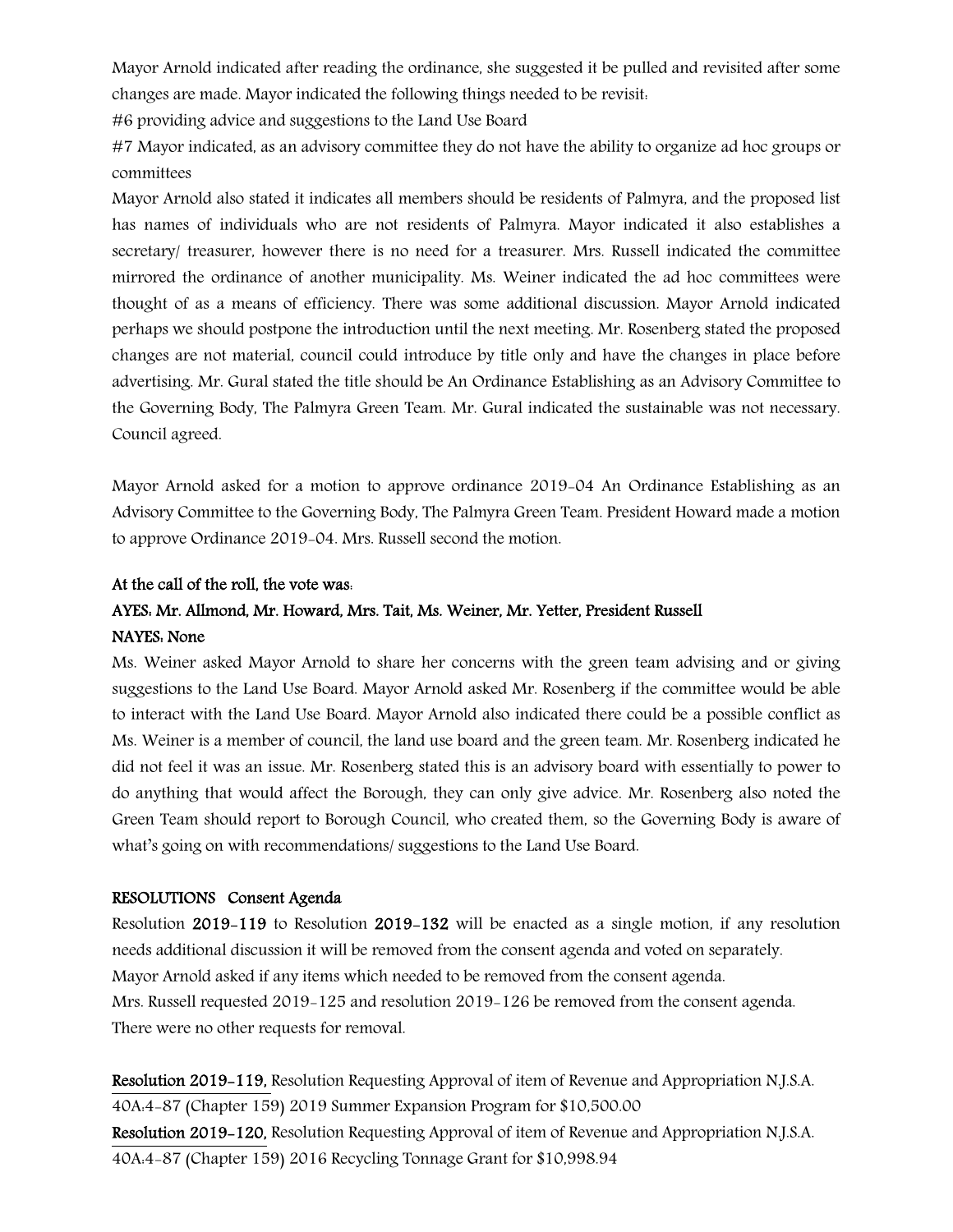Mayor Arnold indicated after reading the ordinance, she suggested it be pulled and revisited after some changes are made. Mayor indicated the following things needed to be revisit:

#6 providing advice and suggestions to the Land Use Board

#7 Mayor indicated, as an advisory committee they do not have the ability to organize ad hoc groups or committees

Mayor Arnold also stated it indicates all members should be residents of Palmyra, and the proposed list has names of individuals who are not residents of Palmyra. Mayor indicated it also establishes a secretary/ treasurer, however there is no need for a treasurer. Mrs. Russell indicated the committee mirrored the ordinance of another municipality. Ms. Weiner indicated the ad hoc committees were thought of as a means of efficiency. There was some additional discussion. Mayor Arnold indicated perhaps we should postpone the introduction until the next meeting. Mr. Rosenberg stated the proposed changes are not material, council could introduce by title only and have the changes in place before advertising. Mr. Gural stated the title should be An Ordinance Establishing as an Advisory Committee to the Governing Body, The Palmyra Green Team. Mr. Gural indicated the sustainable was not necessary. Council agreed.

Mayor Arnold asked for a motion to approve ordinance 2019-04 An Ordinance Establishing as an Advisory Committee to the Governing Body, The Palmyra Green Team. President Howard made a motion to approve Ordinance 2019-04. Mrs. Russell second the motion.

**At the call of the roll, the vote was:**

**AYES: Mr. Allmond, Mr. Howard, Mrs. Tait, Ms. Weiner, Mr. Yetter, President Russell**

**NAYES: None**

Ms. Weiner asked Mayor Arnold to share her concerns with the green team advising and or giving suggestions to the Land Use Board. Mayor Arnold asked Mr. Rosenberg if the committee would be able to interact with the Land Use Board. Mayor Arnold also indicated there could be a possible conflict as Ms. Weiner is a member of council, the land use board and the green team. Mr. Rosenberg indicated he did not feel it was an issue. Mr. Rosenberg stated this is an advisory board with essentially to power to do anything that would affect the Borough, they can only give advice. Mr. Rosenberg also noted the Green Team should report to Borough Council, who created them, so the Governing Body is aware of what's going on with recommendations/ suggestions to the Land Use Board.

**RESOLUTIONS Consent Agenda**

Resolution **2019-119** to Resolution **2019-132** will be enacted as a single motion, if any resolution needs additional discussion it will be removed from the consent agenda and voted on separately.

Mayor Arnold asked if any items which needed to be removed from the consent agenda.

Mrs. Russell requested 2019-125 and resolution 2019-126 be removed from the consent agenda.

There were no other requests for removal.

**Resolution 2019-119,** Resolution Requesting Approval of item of Revenue and Appropriation N.J.S.A. 40A:4-87 (Chapter 159) 2019 Summer Expansion Program for $10,500.00

**Resolution 2019-120,** Resolution Requesting Approval of item of Revenue and Appropriation N.J.S.A. 40A:4-87 (Chapter 159) 2016 Recycling Tonnage Grant for $10,998.94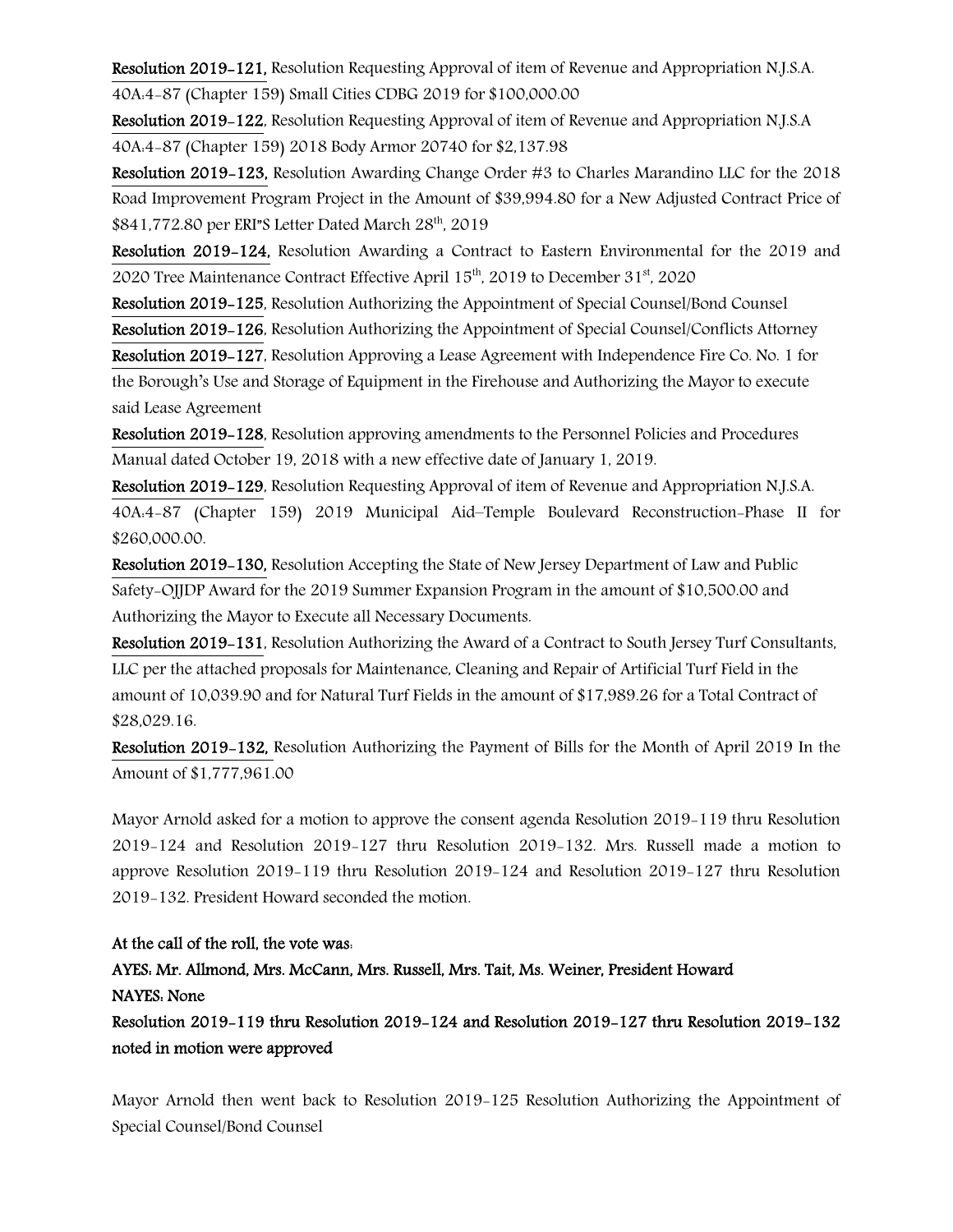**Resolution 2019-121,** Resolution Requesting Approval of item of Revenue and Appropriation N.J.S.A. 40A:4-87 (Chapter 159) Small Cities CDBG 2019 for $100,000.00

**Resolution 2019-122**, Resolution Requesting Approval of item of Revenue and Appropriation N.J.S.A 40A:4-87 (Chapter 159) 2018 Body Armor 20740 for $2,137.98

**Resolution 2019-123,** Resolution Awarding Change Order #3 to Charles Marandino LLC for the 2018 Road Improvement Program Project in the Amount of $39,994.80 for a New Adjusted Contract Price of $841,772.80 per ERI"S Letter Dated March 28th, 2019

**Resolution 2019-124,** Resolution Awarding a Contract to Eastern Environmental for the 2019 and 2020 Tree Maintenance Contract Effective April 15th, 2019 to December 31st, 2020

**Resolution 2019-125**, Resolution Authorizing the Appointment of Special Counsel/Bond Counsel

**Resolution 2019-126**, Resolution Authorizing the Appointment of Special Counsel/Conflicts Attorney

**Resolution 2019-127**, Resolution Approving a Lease Agreement with Independence Fire Co. No. 1 for the Borough's Use and Storage of Equipment in the Firehouse and Authorizing the Mayor to execute said Lease Agreement

**Resolution 2019-128**, Resolution approving amendments to the Personnel Policies and Procedures Manual dated October 19, 2018 with a new effective date of January 1, 2019.

**Resolution 2019-129**, Resolution Requesting Approval of item of Revenue and Appropriation N.J.S.A. 40A:4-87 (Chapter 159) 2019 Municipal Aid–Temple Boulevard Reconstruction-Phase II for $260,000.00.

**Resolution 2019-130,** Resolution Accepting the State of New Jersey Department of Law and Public Safety-OJJDP Award for the 2019 Summer Expansion Program in the amount of $10,500.00 and Authorizing the Mayor to Execute all Necessary Documents.

**Resolution 2019-131**, Resolution Authorizing the Award of a Contract to South Jersey Turf Consultants, LLC per the attached proposals for Maintenance, Cleaning and Repair of Artificial Turf Field in the amount of 10,039.90 and for Natural Turf Fields in the amount of $17,989.26 for a Total Contract of $28,029.16.

**Resolution 2019-132,** Resolution Authorizing the Payment of Bills for the Month of April 2019 In the Amount of $1,777,961.00

Mayor Arnold asked for a motion to approve the consent agenda Resolution 2019-119 thru Resolution 2019-124 and Resolution 2019-127 thru Resolution 2019-132. Mrs. Russell made a motion to approve Resolution 2019-119 thru Resolution 2019-124 and Resolution 2019-127 thru Resolution 2019-132. President Howard seconded the motion.

**At the call of the roll, the vote was:**

**AYES: Mr. Allmond, Mrs. McCann, Mrs. Russell, Mrs. Tait, Ms. Weiner, President Howard**

**NAYES: None**

**Resolution 2019-119 thru Resolution 2019-124 and Resolution 2019-127 thru Resolution 2019-132 noted in motion were approved**

Mayor Arnold then went back to Resolution 2019-125 Resolution Authorizing the Appointment of Special Counsel/Bond Counsel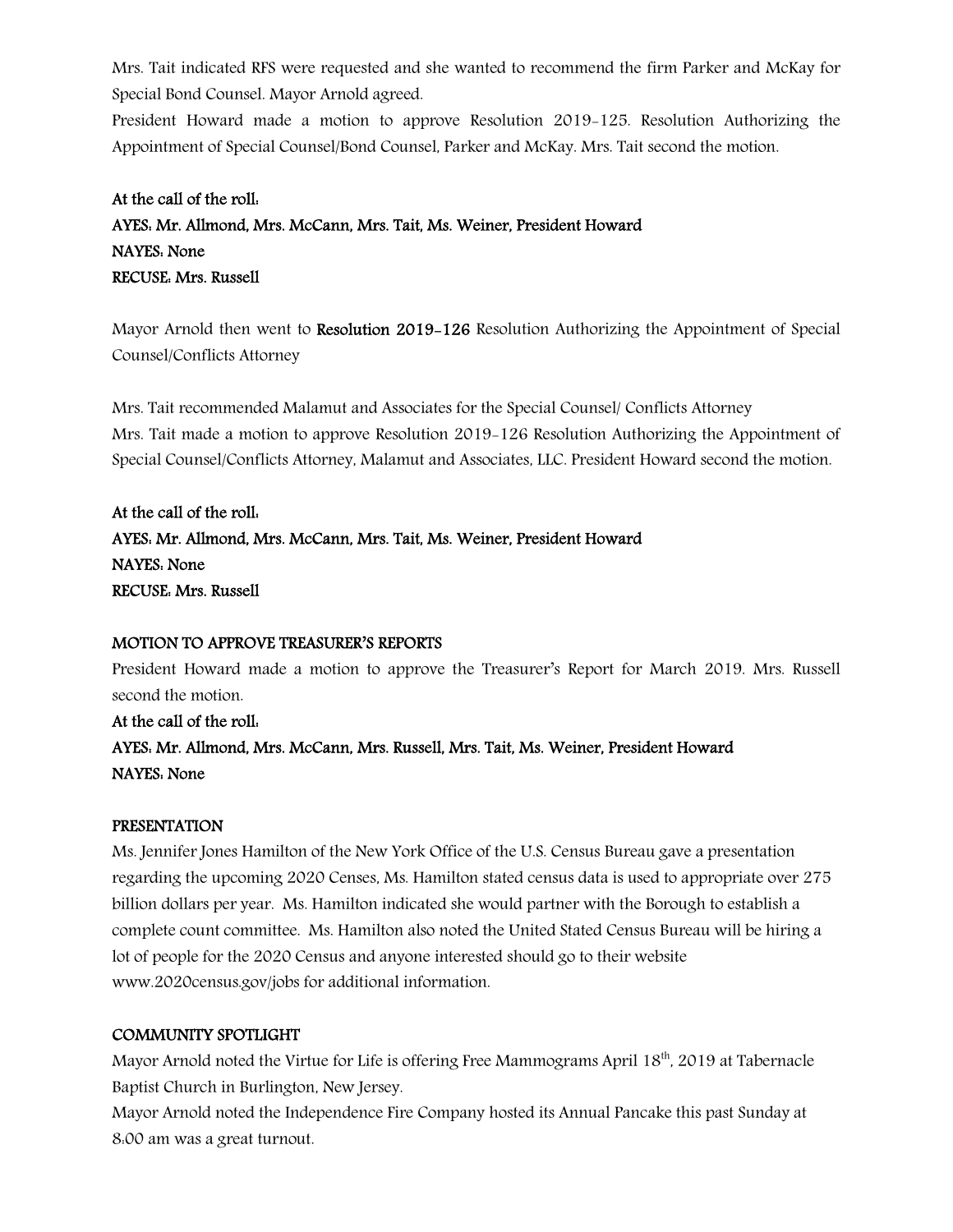Mrs. Tait indicated RFS were requested and she wanted to recommend the firm Parker and McKay for Special Bond Counsel. Mayor Arnold agreed.

President Howard made a motion to approve Resolution 2019-125. Resolution Authorizing the Appointment of Special Counsel/Bond Counsel, Parker and McKay. Mrs. Tait second the motion.

**At the call of the roll:**
**AYES: Mr. Allmond, Mrs. McCann, Mrs. Tait, Ms. Weiner, President Howard**
**NAYES: None**
**RECUSE: Mrs. Russell**

Mayor Arnold then went to **Resolution 2019-126** Resolution Authorizing the Appointment of Special Counsel/Conflicts Attorney

Mrs. Tait recommended Malamut and Associates for the Special Counsel/ Conflicts Attorney
Mrs. Tait made a motion to approve Resolution 2019-126 Resolution Authorizing the Appointment of Special Counsel/Conflicts Attorney, Malamut and Associates, LLC. President Howard second the motion.

**At the call of the roll:**
**AYES: Mr. Allmond, Mrs. McCann, Mrs. Tait, Ms. Weiner, President Howard**
**NAYES: None**
**RECUSE: Mrs. Russell**

**MOTION TO APPROVE TREASURER'S REPORTS**

President Howard made a motion to approve the Treasurer's Report for March 2019. Mrs. Russell second the motion.

**At the call of the roll:**
**AYES: Mr. Allmond, Mrs. McCann, Mrs. Russell, Mrs. Tait, Ms. Weiner, President Howard**
**NAYES: None**

**PRESENTATION**

Ms. Jennifer Jones Hamilton of the New York Office of the U.S. Census Bureau gave a presentation regarding the upcoming 2020 Censes, Ms. Hamilton stated census data is used to appropriate over 275 billion dollars per year. Ms. Hamilton indicated she would partner with the Borough to establish a complete count committee. Ms. Hamilton also noted the United Stated Census Bureau will be hiring a lot of people for the 2020 Census and anyone interested should go to their website www.2020census.gov/jobs for additional information.

**COMMUNITY SPOTLIGHT**

Mayor Arnold noted the Virtue for Life is offering Free Mammograms April 18th, 2019 at Tabernacle Baptist Church in Burlington, New Jersey.

Mayor Arnold noted the Independence Fire Company hosted its Annual Pancake this past Sunday at 8:00 am was a great turnout.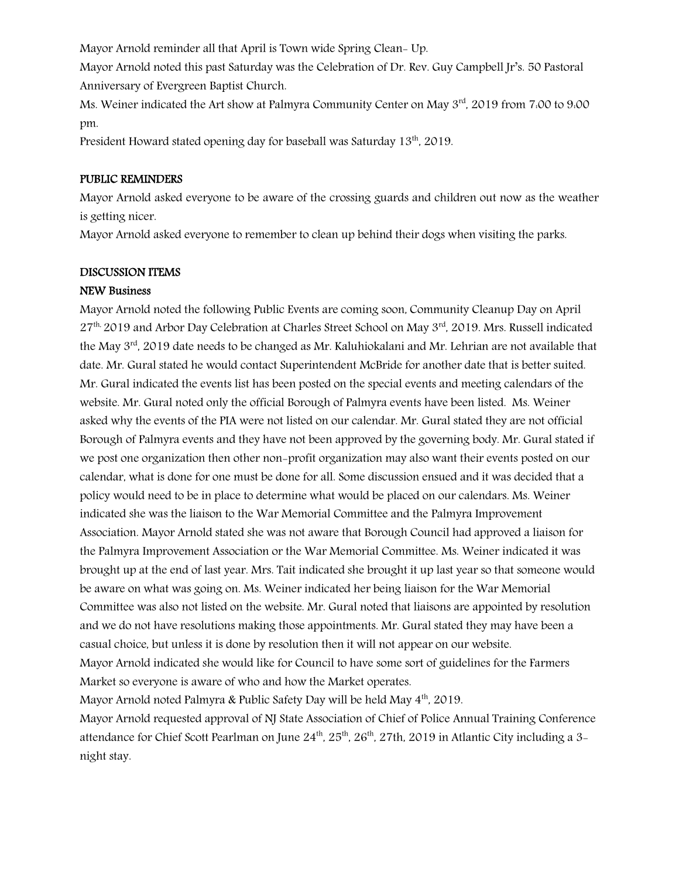Mayor Arnold reminder all that April is Town wide Spring Clean- Up.

Mayor Arnold noted this past Saturday was the Celebration of Dr. Rev. Guy Campbell Jr's. 50 Pastoral Anniversary of Evergreen Baptist Church.

Ms. Weiner indicated the Art show at Palmyra Community Center on May 3rd, 2019 from 7:00 to 9:00 pm.

President Howard stated opening day for baseball was Saturday 13th, 2019.

## PUBLIC REMINDERS

Mayor Arnold asked everyone to be aware of the crossing guards and children out now as the weather is getting nicer.

Mayor Arnold asked everyone to remember to clean up behind their dogs when visiting the parks.

## DISCUSSION ITEMS

### NEW Business

Mayor Arnold noted the following Public Events are coming soon, Community Cleanup Day on April 27th, 2019 and Arbor Day Celebration at Charles Street School on May 3rd, 2019. Mrs. Russell indicated the May 3rd, 2019 date needs to be changed as Mr. Kaluhiokalani and Mr. Lehrian are not available that date. Mr. Gural stated he would contact Superintendent McBride for another date that is better suited. Mr. Gural indicated the events list has been posted on the special events and meeting calendars of the website. Mr. Gural noted only the official Borough of Palmyra events have been listed. Ms. Weiner asked why the events of the PIA were not listed on our calendar. Mr. Gural stated they are not official Borough of Palmyra events and they have not been approved by the governing body. Mr. Gural stated if we post one organization then other non-profit organization may also want their events posted on our calendar, what is done for one must be done for all. Some discussion ensued and it was decided that a policy would need to be in place to determine what would be placed on our calendars. Ms. Weiner indicated she was the liaison to the War Memorial Committee and the Palmyra Improvement Association. Mayor Arnold stated she was not aware that Borough Council had approved a liaison for the Palmyra Improvement Association or the War Memorial Committee. Ms. Weiner indicated it was brought up at the end of last year. Mrs. Tait indicated she brought it up last year so that someone would be aware on what was going on. Ms. Weiner indicated her being liaison for the War Memorial Committee was also not listed on the website. Mr. Gural noted that liaisons are appointed by resolution and we do not have resolutions making those appointments. Mr. Gural stated they may have been a casual choice, but unless it is done by resolution then it will not appear on our website.

Mayor Arnold indicated she would like for Council to have some sort of guidelines for the Farmers Market so everyone is aware of who and how the Market operates.

Mayor Arnold noted Palmyra & Public Safety Day will be held May 4th, 2019.

Mayor Arnold requested approval of NJ State Association of Chief of Police Annual Training Conference attendance for Chief Scott Pearlman on June 24th, 25th, 26th, 27th, 2019 in Atlantic City including a 3-night stay.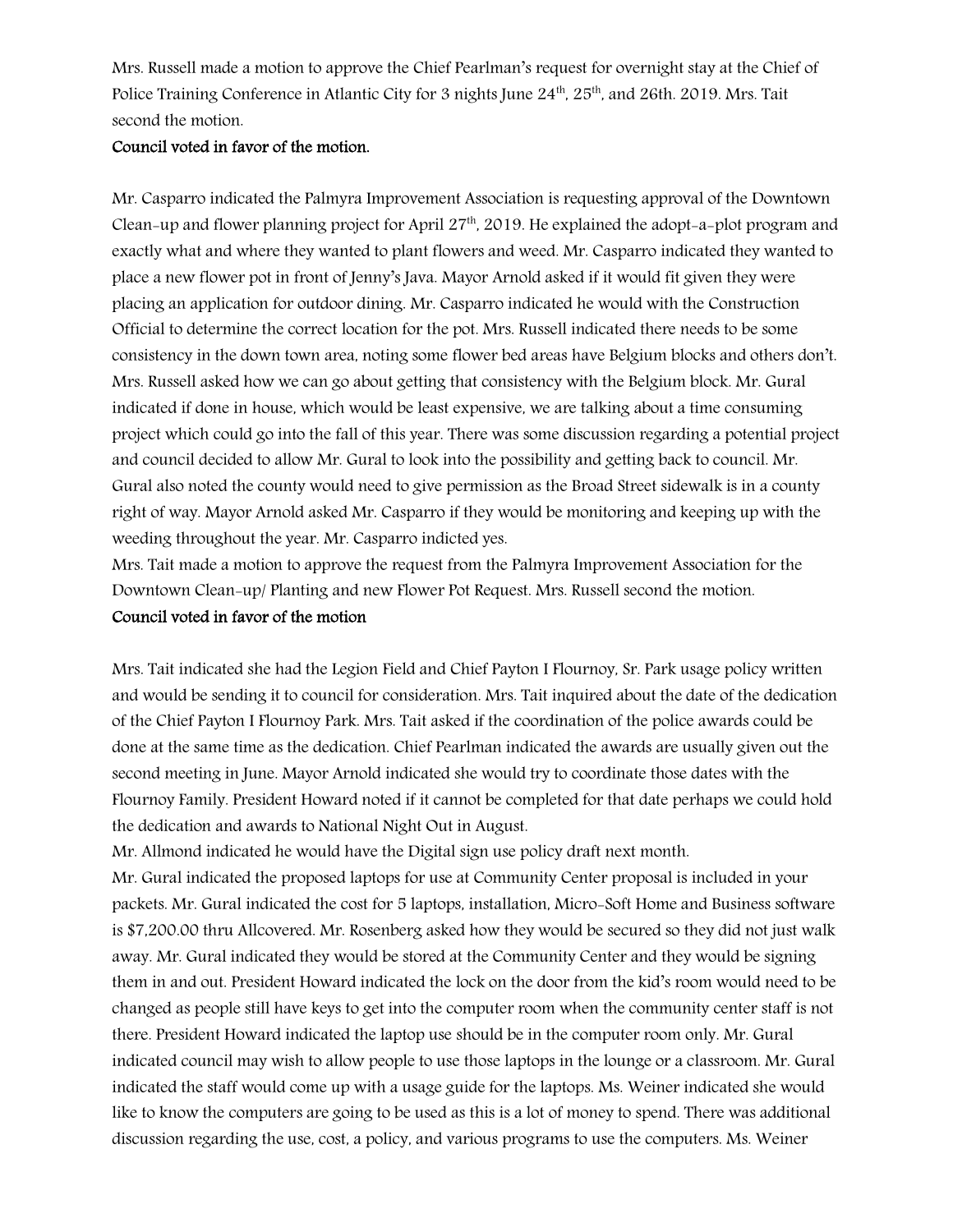Mrs. Russell made a motion to approve the Chief Pearlman's request for overnight stay at the Chief of Police Training Conference in Atlantic City for 3 nights June 24th, 25th, and 26th. 2019. Mrs. Tait second the motion.

**Council voted in favor of the motion.**

Mr. Casparro indicated the Palmyra Improvement Association is requesting approval of the Downtown Clean-up and flower planning project for April 27th, 2019. He explained the adopt-a-plot program and exactly what and where they wanted to plant flowers and weed. Mr. Casparro indicated they wanted to place a new flower pot in front of Jenny's Java. Mayor Arnold asked if it would fit given they were placing an application for outdoor dining. Mr. Casparro indicated he would with the Construction Official to determine the correct location for the pot. Mrs. Russell indicated there needs to be some consistency in the down town area, noting some flower bed areas have Belgium blocks and others don't. Mrs. Russell asked how we can go about getting that consistency with the Belgium block. Mr. Gural indicated if done in house, which would be least expensive, we are talking about a time consuming project which could go into the fall of this year. There was some discussion regarding a potential project and council decided to allow Mr. Gural to look into the possibility and getting back to council. Mr. Gural also noted the county would need to give permission as the Broad Street sidewalk is in a county right of way. Mayor Arnold asked Mr. Casparro if they would be monitoring and keeping up with the weeding throughout the year. Mr. Casparro indicted yes.

Mrs. Tait made a motion to approve the request from the Palmyra Improvement Association for the Downtown Clean-up/ Planting and new Flower Pot Request. Mrs. Russell second the motion.

**Council voted in favor of the motion**

Mrs. Tait indicated she had the Legion Field and Chief Payton I Flournoy, Sr. Park usage policy written and would be sending it to council for consideration. Mrs. Tait inquired about the date of the dedication of the Chief Payton I Flournoy Park. Mrs. Tait asked if the coordination of the police awards could be done at the same time as the dedication. Chief Pearlman indicated the awards are usually given out the second meeting in June. Mayor Arnold indicated she would try to coordinate those dates with the Flournoy Family. President Howard noted if it cannot be completed for that date perhaps we could hold the dedication and awards to National Night Out in August.

Mr. Allmond indicated he would have the Digital sign use policy draft next month.

Mr. Gural indicated the proposed laptops for use at Community Center proposal is included in your packets. Mr. Gural indicated the cost for 5 laptops, installation, Micro-Soft Home and Business software is $7,200.00 thru Allcovered. Mr. Rosenberg asked how they would be secured so they did not just walk away. Mr. Gural indicated they would be stored at the Community Center and they would be signing them in and out. President Howard indicated the lock on the door from the kid's room would need to be changed as people still have keys to get into the computer room when the community center staff is not there. President Howard indicated the laptop use should be in the computer room only. Mr. Gural indicated council may wish to allow people to use those laptops in the lounge or a classroom. Mr. Gural indicated the staff would come up with a usage guide for the laptops. Ms. Weiner indicated she would like to know the computers are going to be used as this is a lot of money to spend. There was additional discussion regarding the use, cost, a policy, and various programs to use the computers. Ms. Weiner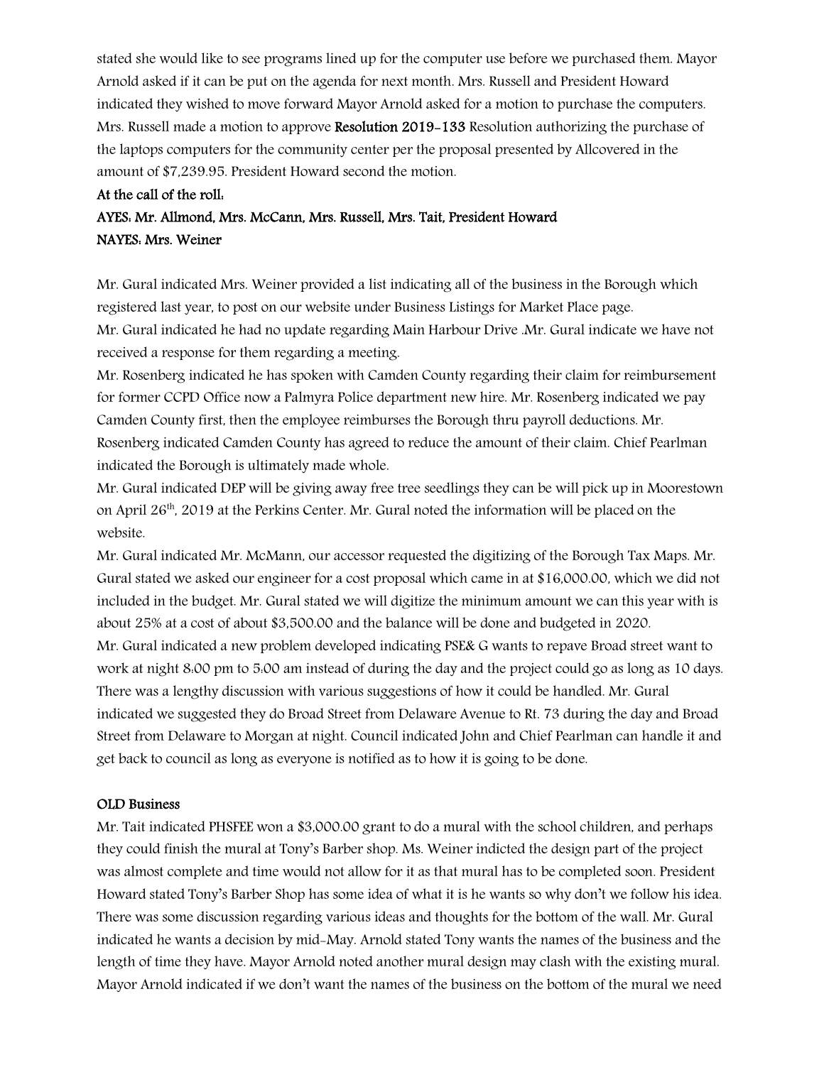stated she would like to see programs lined up for the computer use before we purchased them. Mayor Arnold asked if it can be put on the agenda for next month. Mrs. Russell and President Howard indicated they wished to move forward Mayor Arnold asked for a motion to purchase the computers. Mrs. Russell made a motion to approve **Resolution 2019-133** Resolution authorizing the purchase of the laptops computers for the community center per the proposal presented by Allcovered in the amount of $7,239.95. President Howard second the motion.

**At the call of the roll:**

**AYES: Mr. Allmond, Mrs. McCann, Mrs. Russell, Mrs. Tait, President Howard**

**NAYES: Mrs. Weiner**

Mr. Gural indicated Mrs. Weiner provided a list indicating all of the business in the Borough which registered last year, to post on our website under Business Listings for Market Place page.

Mr. Gural indicated he had no update regarding Main Harbour Drive .Mr. Gural indicate we have not received a response for them regarding a meeting.

Mr. Rosenberg indicated he has spoken with Camden County regarding their claim for reimbursement for former CCPD Office now a Palmyra Police department new hire. Mr. Rosenberg indicated we pay Camden County first, then the employee reimburses the Borough thru payroll deductions. Mr. Rosenberg indicated Camden County has agreed to reduce the amount of their claim. Chief Pearlman indicated the Borough is ultimately made whole.

Mr. Gural indicated DEP will be giving away free tree seedlings they can be will pick up in Moorestown on April 26th, 2019 at the Perkins Center. Mr. Gural noted the information will be placed on the website.

Mr. Gural indicated Mr. McMann, our accessor requested the digitizing of the Borough Tax Maps. Mr. Gural stated we asked our engineer for a cost proposal which came in at $16,000.00, which we did not included in the budget. Mr. Gural stated we will digitize the minimum amount we can this year with is about 25% at a cost of about $3,500.00 and the balance will be done and budgeted in 2020.

Mr. Gural indicated a new problem developed indicating PSE& G wants to repave Broad street want to work at night 8:00 pm to 5:00 am instead of during the day and the project could go as long as 10 days. There was a lengthy discussion with various suggestions of how it could be handled. Mr. Gural indicated we suggested they do Broad Street from Delaware Avenue to Rt. 73 during the day and Broad Street from Delaware to Morgan at night. Council indicated John and Chief Pearlman can handle it and get back to council as long as everyone is notified as to how it is going to be done.

**OLD Business**

Mr. Tait indicated PHSFEE won a $3,000.00 grant to do a mural with the school children, and perhaps they could finish the mural at Tony's Barber shop. Ms. Weiner indicted the design part of the project was almost complete and time would not allow for it as that mural has to be completed soon. President Howard stated Tony's Barber Shop has some idea of what it is he wants so why don't we follow his idea. There was some discussion regarding various ideas and thoughts for the bottom of the wall. Mr. Gural indicated he wants a decision by mid-May. Arnold stated Tony wants the names of the business and the length of time they have. Mayor Arnold noted another mural design may clash with the existing mural. Mayor Arnold indicated if we don't want the names of the business on the bottom of the mural we need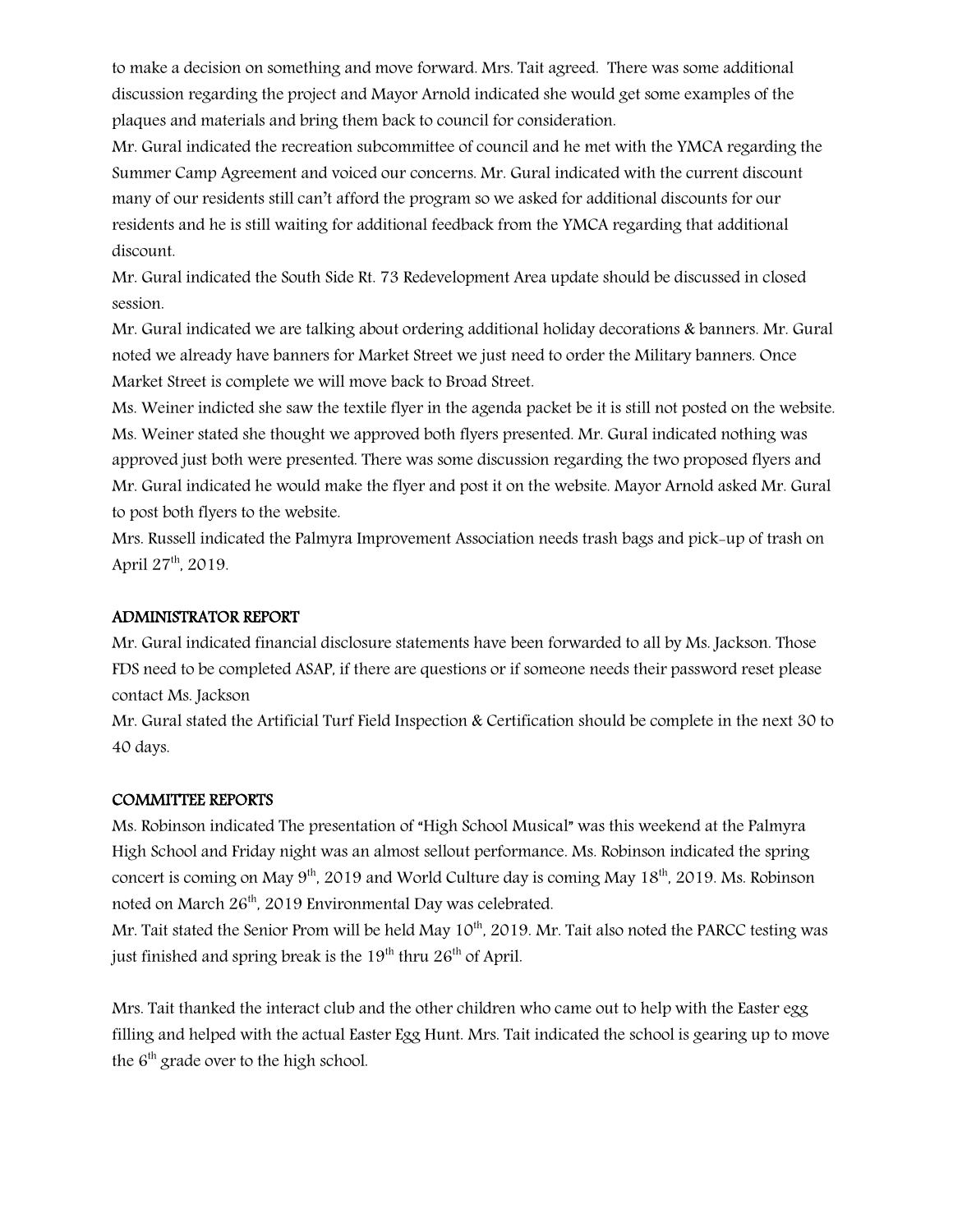to make a decision on something and move forward. Mrs. Tait agreed. There was some additional discussion regarding the project and Mayor Arnold indicated she would get some examples of the plaques and materials and bring them back to council for consideration.

Mr. Gural indicated the recreation subcommittee of council and he met with the YMCA regarding the Summer Camp Agreement and voiced our concerns. Mr. Gural indicated with the current discount many of our residents still can't afford the program so we asked for additional discounts for our residents and he is still waiting for additional feedback from the YMCA regarding that additional discount.

Mr. Gural indicated the South Side Rt. 73 Redevelopment Area update should be discussed in closed session.

Mr. Gural indicated we are talking about ordering additional holiday decorations & banners. Mr. Gural noted we already have banners for Market Street we just need to order the Military banners. Once Market Street is complete we will move back to Broad Street.

Ms. Weiner indicted she saw the textile flyer in the agenda packet be it is still not posted on the website. Ms. Weiner stated she thought we approved both flyers presented. Mr. Gural indicated nothing was approved just both were presented. There was some discussion regarding the two proposed flyers and Mr. Gural indicated he would make the flyer and post it on the website. Mayor Arnold asked Mr. Gural to post both flyers to the website.

Mrs. Russell indicated the Palmyra Improvement Association needs trash bags and pick-up of trash on April 27th, 2019.

## ADMINISTRATOR REPORT

Mr. Gural indicated financial disclosure statements have been forwarded to all by Ms. Jackson. Those FDS need to be completed ASAP, if there are questions or if someone needs their password reset please contact Ms. Jackson

Mr. Gural stated the Artificial Turf Field Inspection & Certification should be complete in the next 30 to 40 days.

## COMMITTEE REPORTS

Ms. Robinson indicated The presentation of "High School Musical" was this weekend at the Palmyra High School and Friday night was an almost sellout performance. Ms. Robinson indicated the spring concert is coming on May 9th, 2019 and World Culture day is coming May 18th, 2019. Ms. Robinson noted on March 26th, 2019 Environmental Day was celebrated.

Mr. Tait stated the Senior Prom will be held May 10th, 2019. Mr. Tait also noted the PARCC testing was just finished and spring break is the 19th thru 26th of April.

Mrs. Tait thanked the interact club and the other children who came out to help with the Easter egg filling and helped with the actual Easter Egg Hunt. Mrs. Tait indicated the school is gearing up to move the 6th grade over to the high school.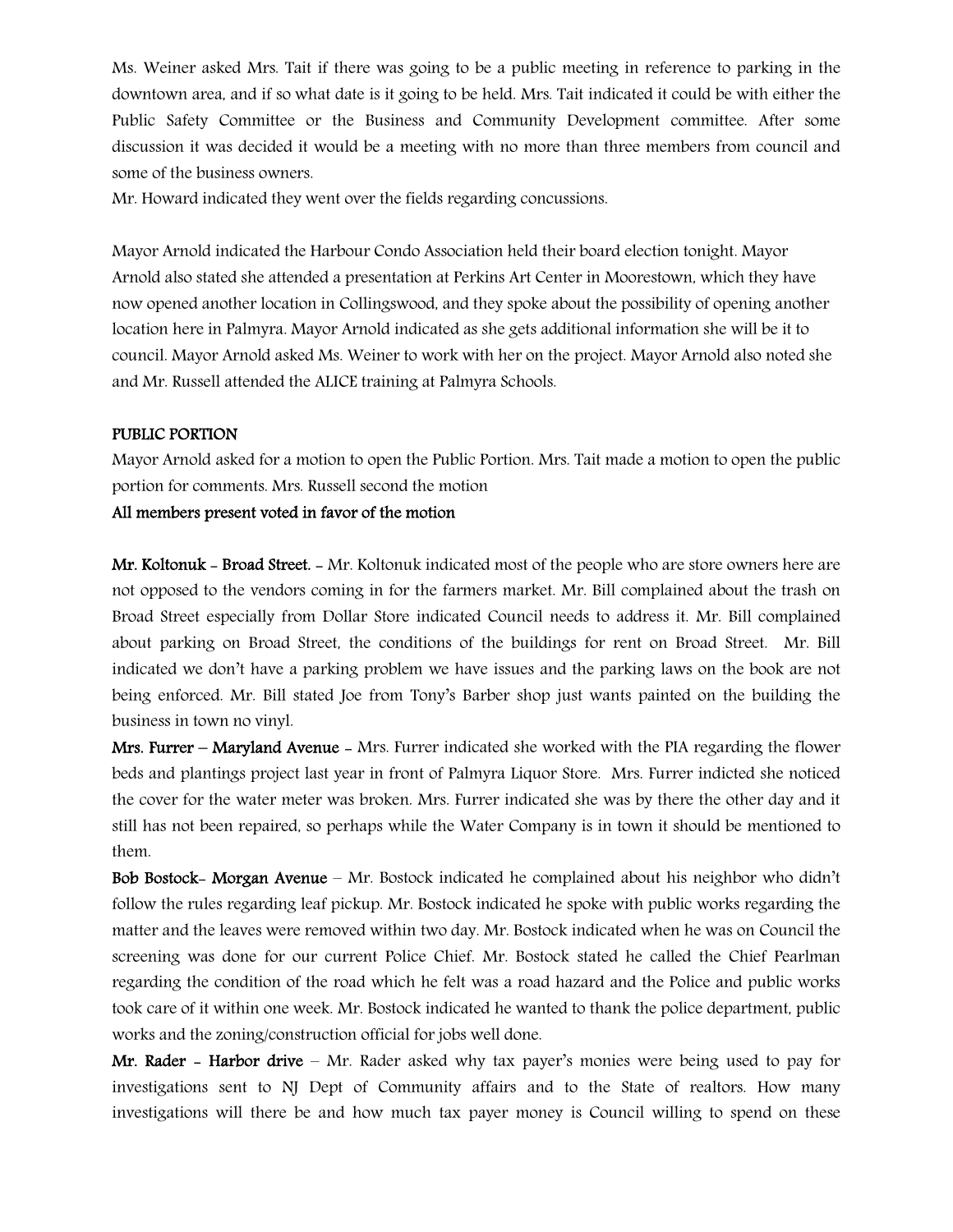Ms. Weiner asked Mrs. Tait if there was going to be a public meeting in reference to parking in the downtown area, and if so what date is it going to be held. Mrs. Tait indicated it could be with either the Public Safety Committee or the Business and Community Development committee. After some discussion it was decided it would be a meeting with no more than three members from council and some of the business owners.

Mr. Howard indicated they went over the fields regarding concussions.

Mayor Arnold indicated the Harbour Condo Association held their board election tonight. Mayor Arnold also stated she attended a presentation at Perkins Art Center in Moorestown, which they have now opened another location in Collingswood, and they spoke about the possibility of opening another location here in Palmyra. Mayor Arnold indicated as she gets additional information she will be it to council. Mayor Arnold asked Ms. Weiner to work with her on the project. Mayor Arnold also noted she and Mr. Russell attended the ALICE training at Palmyra Schools.

**PUBLIC PORTION**

Mayor Arnold asked for a motion to open the Public Portion. Mrs. Tait made a motion to open the public portion for comments. Mrs. Russell second the motion

**All members present voted in favor of the motion**

**Mr. Koltonuk - Broad Street.** - Mr. Koltonuk indicated most of the people who are store owners here are not opposed to the vendors coming in for the farmers market. Mr. Bill complained about the trash on Broad Street especially from Dollar Store indicated Council needs to address it. Mr. Bill complained about parking on Broad Street, the conditions of the buildings for rent on Broad Street. Mr. Bill indicated we don't have a parking problem we have issues and the parking laws on the book are not being enforced. Mr. Bill stated Joe from Tony's Barber shop just wants painted on the building the business in town no vinyl.

**Mrs. Furrer – Maryland Avenue** - Mrs. Furrer indicated she worked with the PIA regarding the flower beds and plantings project last year in front of Palmyra Liquor Store. Mrs. Furrer indicted she noticed the cover for the water meter was broken. Mrs. Furrer indicated she was by there the other day and it still has not been repaired, so perhaps while the Water Company is in town it should be mentioned to them.

**Bob Bostock- Morgan Avenue** – Mr. Bostock indicated he complained about his neighbor who didn't follow the rules regarding leaf pickup. Mr. Bostock indicated he spoke with public works regarding the matter and the leaves were removed within two day. Mr. Bostock indicated when he was on Council the screening was done for our current Police Chief. Mr. Bostock stated he called the Chief Pearlman regarding the condition of the road which he felt was a road hazard and the Police and public works took care of it within one week. Mr. Bostock indicated he wanted to thank the police department, public works and the zoning/construction official for jobs well done.

**Mr. Rader - Harbor drive** – Mr. Rader asked why tax payer's monies were being used to pay for investigations sent to NJ Dept of Community affairs and to the State of realtors. How many investigations will there be and how much tax payer money is Council willing to spend on these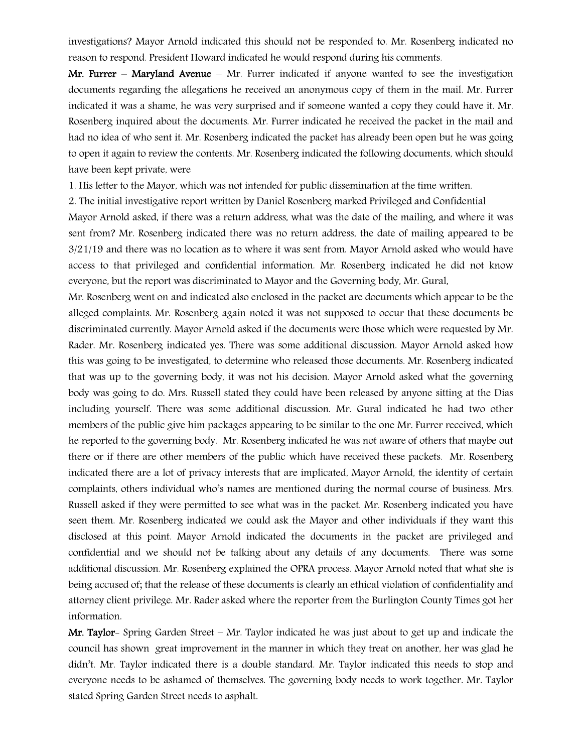investigations? Mayor Arnold indicated this should not be responded to. Mr. Rosenberg indicated no reason to respond. President Howard indicated he would respond during his comments.

**Mr. Furrer – Maryland Avenue** – Mr. Furrer indicated if anyone wanted to see the investigation documents regarding the allegations he received an anonymous copy of them in the mail. Mr. Furrer indicated it was a shame, he was very surprised and if someone wanted a copy they could have it. Mr. Rosenberg inquired about the documents. Mr. Furrer indicated he received the packet in the mail and had no idea of who sent it. Mr. Rosenberg indicated the packet has already been open but he was going to open it again to review the contents. Mr. Rosenberg indicated the following documents, which should have been kept private, were

1. His letter to the Mayor, which was not intended for public dissemination at the time written.
2. The initial investigative report written by Daniel Rosenberg marked Privileged and Confidential

Mayor Arnold asked, if there was a return address, what was the date of the mailing, and where it was sent from? Mr. Rosenberg indicated there was no return address, the date of mailing appeared to be 3/21/19 and there was no location as to where it was sent from. Mayor Arnold asked who would have access to that privileged and confidential information. Mr. Rosenberg indicated he did not know everyone, but the report was discriminated to Mayor and the Governing body, Mr. Gural,

Mr. Rosenberg went on and indicated also enclosed in the packet are documents which appear to be the alleged complaints. Mr. Rosenberg again noted it was not supposed to occur that these documents be discriminated currently. Mayor Arnold asked if the documents were those which were requested by Mr. Rader. Mr. Rosenberg indicated yes. There was some additional discussion. Mayor Arnold asked how this was going to be investigated, to determine who released those documents. Mr. Rosenberg indicated that was up to the governing body, it was not his decision. Mayor Arnold asked what the governing body was going to do. Mrs. Russell stated they could have been released by anyone sitting at the Dias including yourself. There was some additional discussion. Mr. Gural indicated he had two other members of the public give him packages appearing to be similar to the one Mr. Furrer received, which he reported to the governing body. Mr. Rosenberg indicated he was not aware of others that maybe out there or if there are other members of the public which have received these packets. Mr. Rosenberg indicated there are a lot of privacy interests that are implicated, Mayor Arnold, the identity of certain complaints, others individual who's names are mentioned during the normal course of business. Mrs. Russell asked if they were permitted to see what was in the packet. Mr. Rosenberg indicated you have seen them. Mr. Rosenberg indicated we could ask the Mayor and other individuals if they want this disclosed at this point. Mayor Arnold indicated the documents in the packet are privileged and confidential and we should not be talking about any details of any documents. There was some additional discussion. Mr. Rosenberg explained the OPRA process. Mayor Arnold noted that what she is being accused of; that the release of these documents is clearly an ethical violation of confidentiality and attorney client privilege. Mr. Rader asked where the reporter from the Burlington County Times got her information.

**Mr. Taylor**– Spring Garden Street – Mr. Taylor indicated he was just about to get up and indicate the council has shown great improvement in the manner in which they treat on another, her was glad he didn't. Mr. Taylor indicated there is a double standard. Mr. Taylor indicated this needs to stop and everyone needs to be ashamed of themselves. The governing body needs to work together. Mr. Taylor stated Spring Garden Street needs to asphalt.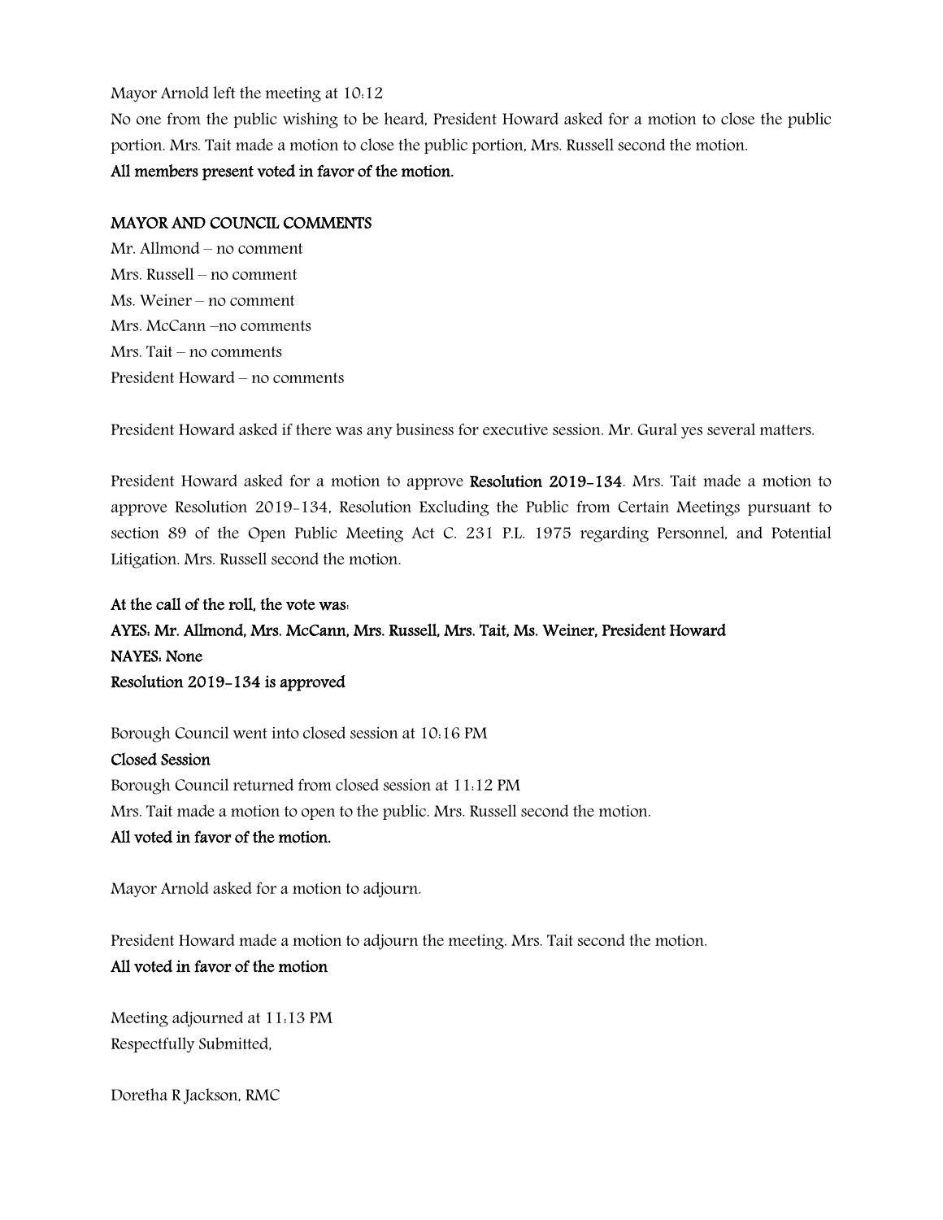Mayor Arnold left the meeting at 10:12

No one from the public wishing to be heard, President Howard asked for a motion to close the public portion. Mrs. Tait made a motion to close the public portion, Mrs. Russell second the motion.

**All members present voted in favor of the motion.**

**MAYOR AND COUNCIL COMMENTS**

Mr. Allmond – no comment
Mrs. Russell – no comment
Ms. Weiner – no comment
Mrs. McCann –no comments
Mrs. Tait – no comments
President Howard – no comments

President Howard asked if there was any business for executive session. Mr. Gural yes several matters.

President Howard asked for a motion to approve **Resolution 2019-134**. Mrs. Tait made a motion to approve Resolution 2019-134, Resolution Excluding the Public from Certain Meetings pursuant to section 89 of the Open Public Meeting Act C. 231 P.L. 1975 regarding Personnel, and Potential Litigation. Mrs. Russell second the motion.

**At the call of the roll, the vote was:**
**AYES: Mr. Allmond, Mrs. McCann, Mrs. Russell, Mrs. Tait, Ms. Weiner, President Howard**
**NAYES: None**
**Resolution 2019-134 is approved**

Borough Council went into closed session at 10:16 PM

**Closed Session**

Borough Council returned from closed session at 11:12 PM

Mrs. Tait made a motion to open to the public. Mrs. Russell second the motion.

**All voted in favor of the motion.**

Mayor Arnold asked for a motion to adjourn.

President Howard made a motion to adjourn the meeting. Mrs. Tait second the motion.

**All voted in favor of the motion**

Meeting adjourned at 11:13 PM
Respectfully Submitted,

Doretha R Jackson, RMC